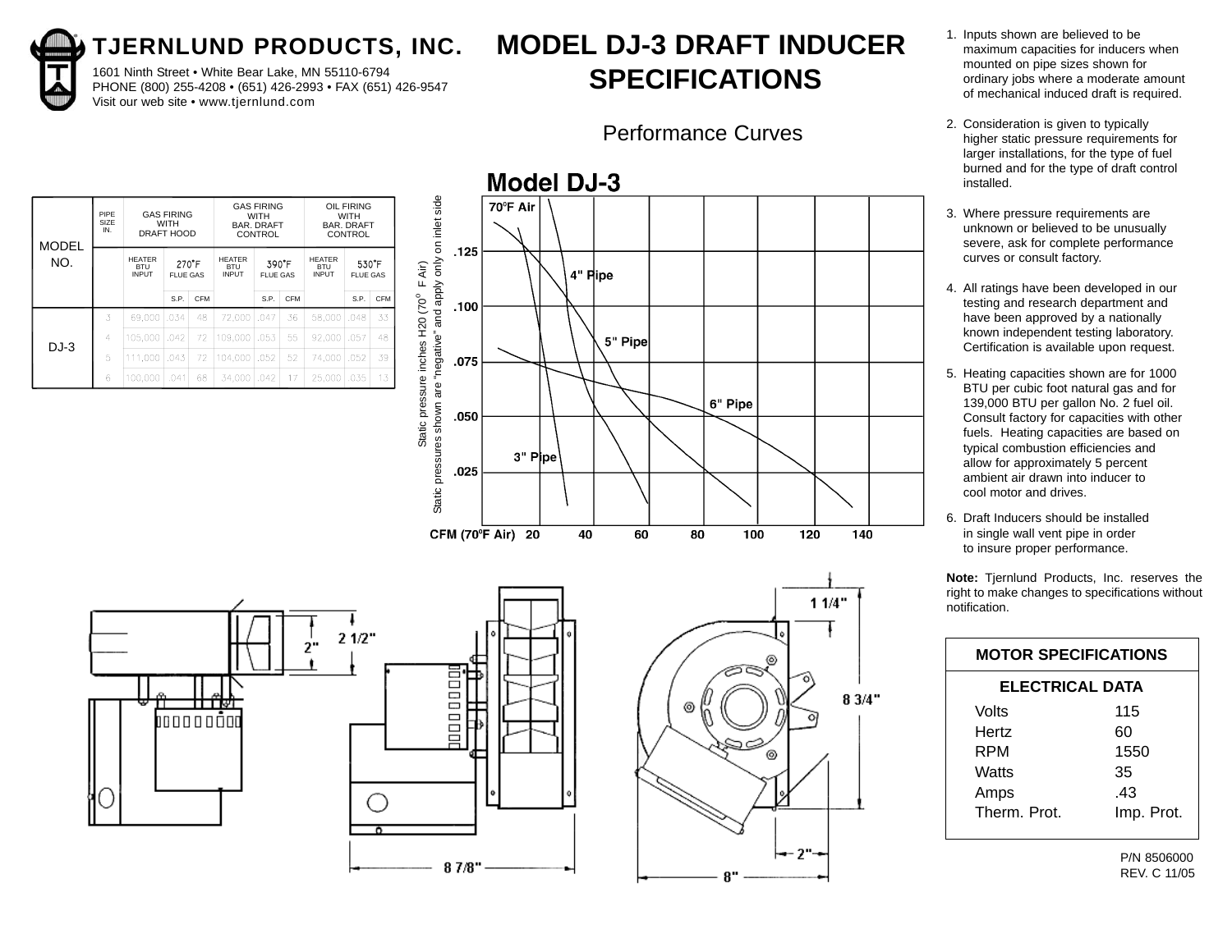# TJERNLUND PRODUCTS, INC.

1601 Ninth Street • White Bear Lake, MN 55110-6794
PHONE (800) 255-4208 • (651) 426-2993 • FAX (651) 426-9547
Visit our web site • www.tjernlund.com

# MODEL DJ-3 DRAFT INDUCER SPECIFICATIONS

## Performance Curves

| MODEL NO. | PIPE SIZE IN. | GAS FIRING WITH DRAFT HOOD | | | GAS FIRING WITH BAR. DRAFT CONTROL | | | OIL FIRING WITH BAR. DRAFT CONTROL | | |
|---|---|---|---|---|---|---|---|---|---|---|
| | | HEATER BTU INPUT | 270°F FLUE GAS | | HEATER BTU INPUT | 390°F FLUE GAS | | HEATER BTU INPUT | 530°F FLUE GAS | |
| | | | S.P. | CFM | | S.P. | CFM | | S.P. | CFM |
| DJ-3 | 3 | 69,000 | .034 | 48 | 72,000 | .047 | 36 | 58,000 | .048 | 33 |
| | 4 | 105,000 | .042 | 72 | 109,000 | .053 | 55 | 92,000 | .057 | 48 |
| | 5 | 111,000 | .043 | 72 | 104,000 | .052 | 52 | 74,000 | .052 | 39 |
| | 6 | 100,000 | .041 | 68 | 34,000 | .042 | 17 | 25,000 | .035 | 13 |

Model DJ-3

70°F Air

Static pressure inches H20 (70° F Air)
Static pressures shown are "negative" and apply only on inlet side

CFM (70°F Air)

1. Inputs shown are believed to be maximum capacities for inducers when mounted on pipe sizes shown for ordinary jobs where a moderate amount of mechanical induced draft is required.
2. Consideration is given to typically higher static pressure requirements for larger installations, for the type of fuel burned and for the type of draft control installed.
3. Where pressure requirements are unknown or believed to be unusually severe, ask for complete performance curves or consult factory.
4. All ratings have been developed in our testing and research department and have been approved by a nationally known independent testing laboratory. Certification is available upon request.
5. Heating capacities shown are for 1000 BTU per cubic foot natural gas and for 139,000 BTU per gallon No. 2 fuel oil. Consult factory for capacities with other fuels. Heating capacities are based on typical combustion efficiencies and allow for approximately 5 percent ambient air drawn into inducer to cool motor and drives.
6. Draft Inducers should be installed in single wall vent pipe in order to insure proper performance.

**Note:** Tjernlund Products, Inc. reserves the right to make changes to specifications without notification.

| MOTOR SPECIFICATIONS | |
|---|---|
| **ELECTRICAL DATA** | |
| Volts | 115 |
| Hertz | 60 |
| RPM | 1550 |
| Watts | 35 |
| Amps | .43 |
| Therm. Prot. | Imp. Prot. |

P/N 8506000
REV. C 11/05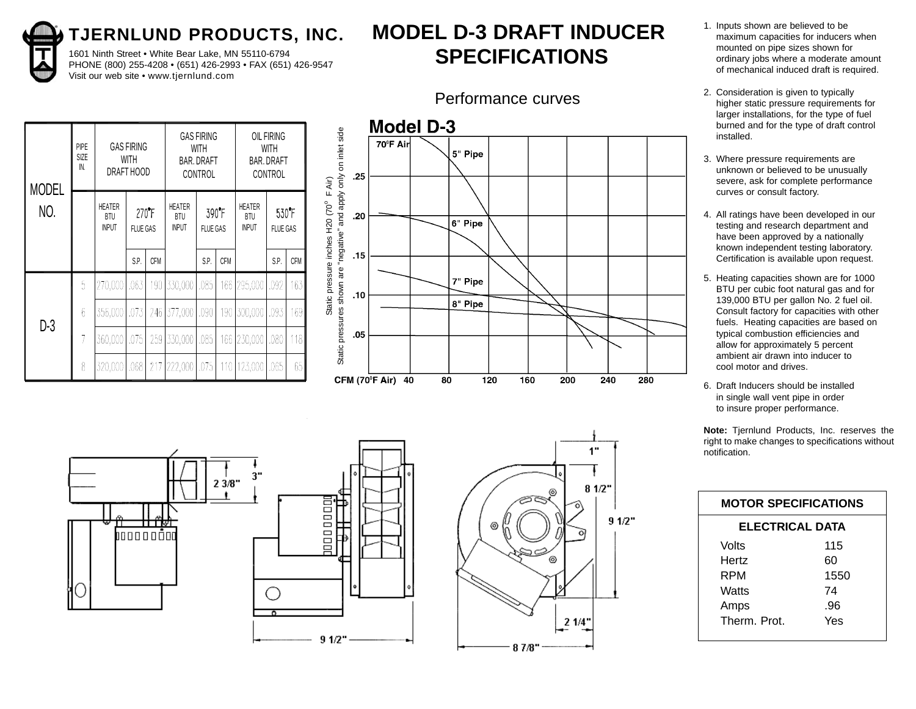# TJERNLUND PRODUCTS, INC.

1601 Ninth Street • White Bear Lake, MN 55110-6794
PHONE (800) 255-4208 • (651) 426-2993 • FAX (651) 426-9547
Visit our web site • www.tjernlund.com

# MODEL D-3 DRAFT INDUCER SPECIFICATIONS

| MODEL NO. | PIPE SIZE IN. | GAS FIRING WITH DRAFT HOOD | | | GAS FIRING WITH BAR. DRAFT CONTROL | | | OIL FIRING WITH BAR. DRAFT CONTROL | | |
|---|---|---|---|---|---|---|---|---|---|---|
| | | HEATER BTU INPUT | 270°F FLUE GAS | | HEATER BTU INPUT | 390°F FLUE GAS | | HEATER BTU INPUT | 530°F FLUE GAS | |
| | | | S.P. | CFM | | S.P. | CFM | | S.P. | CFM |
| D-3 | 5 | 270,000 | .063 | 190 | 330,000 | .085 | 166 | 295,000 | .092 | 163 |
| | 6 | 356,000 | .073 | 246 | 377,000 | .090 | 190 | 300,000 | .093 | 169 |
| | 7 | 360,000 | .075 | 259 | 330,000 | .085 | 166 | 230,000 | .080 | 118 |
| | 8 | 320,000 | .068 | 217 | 222,000 | .075 | 110 | 123,000 | .065 | 65 |

Performance curves

**Model D-3**

70°F Air

Static pressure inches H20 (70° F Air)
Static pressures shown are "negative" and apply only on inlet side

Curves: 5" Pipe, 6" Pipe, 7" Pipe, 8" Pipe

Y-axis: .05, .10, .15, .20, .25

CFM (70°F Air): 40, 80, 120, 160, 200, 240, 280

1. Inputs shown are believed to be maximum capacities for inducers when mounted on pipe sizes shown for ordinary jobs where a moderate amount of mechanical induced draft is required.
2. Consideration is given to typically higher static pressure requirements for larger installations, for the type of fuel burned and for the type of draft control installed.
3. Where pressure requirements are unknown or believed to be unusually severe, ask for complete performance curves or consult factory.
4. All ratings have been developed in our testing and research department and have been approved by a nationally known independent testing laboratory. Certification is available upon request.
5. Heating capacities shown are for 1000 BTU per cubic foot natural gas and for 139,000 BTU per gallon No. 2 fuel oil. Consult factory for capacities with other fuels. Heating capacities are based on typical combustion efficiencies and allow for approximately 5 percent ambient air drawn into inducer to cool motor and drives.
6. Draft Inducers should be installed in single wall vent pipe in order to insure proper performance.

**Note:** Tjernlund Products, Inc. reserves the right to make changes to specifications without notification.

Dimensions: 3", 2 3/8", 9 1/2", 1", 8 1/2", 9 1/2", 2 1/4", 8 7/8"

| MOTOR SPECIFICATIONS | |
|---|---|
| **ELECTRICAL DATA** | |
| Volts | 115 |
| Hertz | 60 |
| RPM | 1550 |
| Watts | 74 |
| Amps | .96 |
| Therm. Prot. | Yes |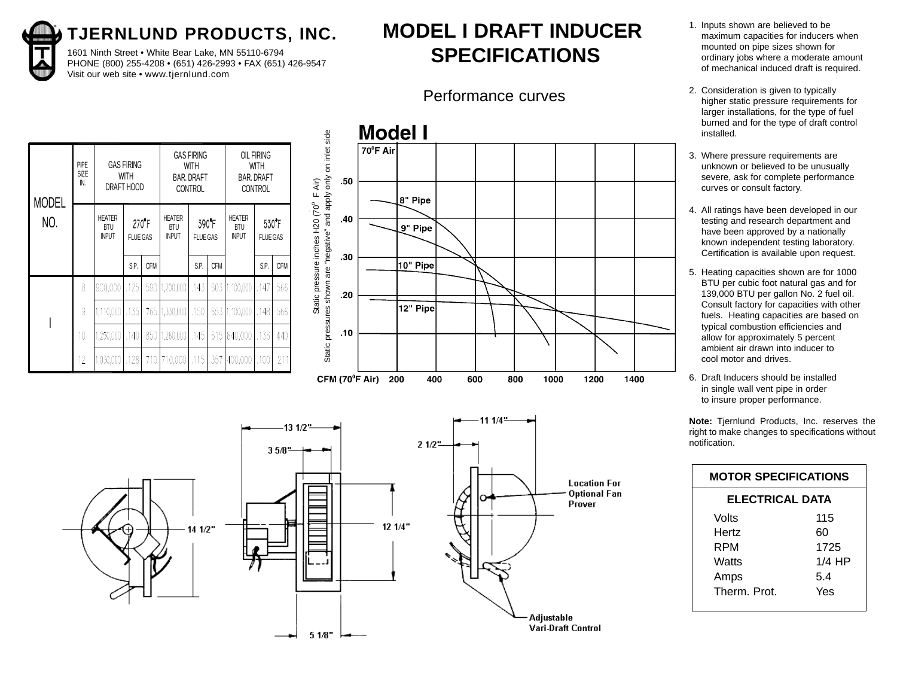# TJERNLUND PRODUCTS, INC.

1601 Ninth Street • White Bear Lake, MN 55110-6794
PHONE (800) 255-4208 • (651) 426-2993 • FAX (651) 426-9547
Visit our web site • www.tjernlund.com

# MODEL I DRAFT INDUCER SPECIFICATIONS

## Performance curves

| MODEL NO. | PIPE SIZE IN. | GAS FIRING WITH DRAFT HOOD | | | GAS FIRING WITH BAR. DRAFT CONTROL | | | OIL FIRING WITH BAR. DRAFT CONTROL | | |
|---|---|---|---|---|---|---|---|---|---|---|
| | | HEATER BTU INPUT | 270°F FLUE GAS | | HEATER BTU INPUT | 390°F FLUE GAS | | HEATER BTU INPUT | 530°F FLUE GAS | |
| | | | S.P. | CFM | | S.P. | CFM | | S.P. | CFM |
| I | 8 | 900,000 | .125 | 590 | 1,200,000 | .143 | 603 | 1,100,000 | .147 | 566 |
| | 9 | 1,110,000 | .135 | 765 | 1,330,000 | .150 | 653 | 1,100,000 | .148 | 566 |
| | 10 | 1,250,000 | .140 | 850 | 1,260,000 | .145 | 615 | 840,000 | .136 | 440 |
| | 12 | 1,030,000 | .128 | 710 | 710,000 | .115 | 357 | 400,000 | .100 | 211 |

**Model I**

70°F Air

Static pressure inches H20 (70° F Air)
Static pressures shown are "negative" and apply only on inlet side

8" Pipe, 9" Pipe, 10" Pipe, 12" Pipe

CFM (70°F Air) 200 400 600 800 1000 1200 1400

.50 .40 .30 .20 .10

1. Inputs shown are believed to be maximum capacities for inducers when mounted on pipe sizes shown for ordinary jobs where a moderate amount of mechanical induced draft is required.
2. Consideration is given to typically higher static pressure requirements for larger installations, for the type of fuel burned and for the type of draft control installed.
3. Where pressure requirements are unknown or believed to be unusually severe, ask for complete performance curves or consult factory.
4. All ratings have been developed in our testing and research department and have been approved by a nationally known independent testing laboratory. Certification is available upon request.
5. Heating capacities shown are for 1000 BTU per cubic foot natural gas and for 139,000 BTU per gallon No. 2 fuel oil. Consult factory for capacities with other fuels. Heating capacities are based on typical combustion efficiencies and allow for approximately 5 percent ambient air drawn into inducer to cool motor and drives.
6. Draft Inducers should be installed in single wall vent pipe in order to insure proper performance.

**Note:** Tjernlund Products, Inc. reserves the right to make changes to specifications without notification.

13 1/2" 3 5/8" 14 1/2" 12 1/4" 5 1/8" 11 1/4" 2 1/2"

Location For Optional Fan Prover

Adjustable Vari-Draft Control

| MOTOR SPECIFICATIONS | |
|---|---|
| **ELECTRICAL DATA** | |
| Volts | 115 |
| Hertz | 60 |
| RPM | 1725 |
| Watts | 1/4 HP |
| Amps | 5.4 |
| Therm. Prot. | Yes |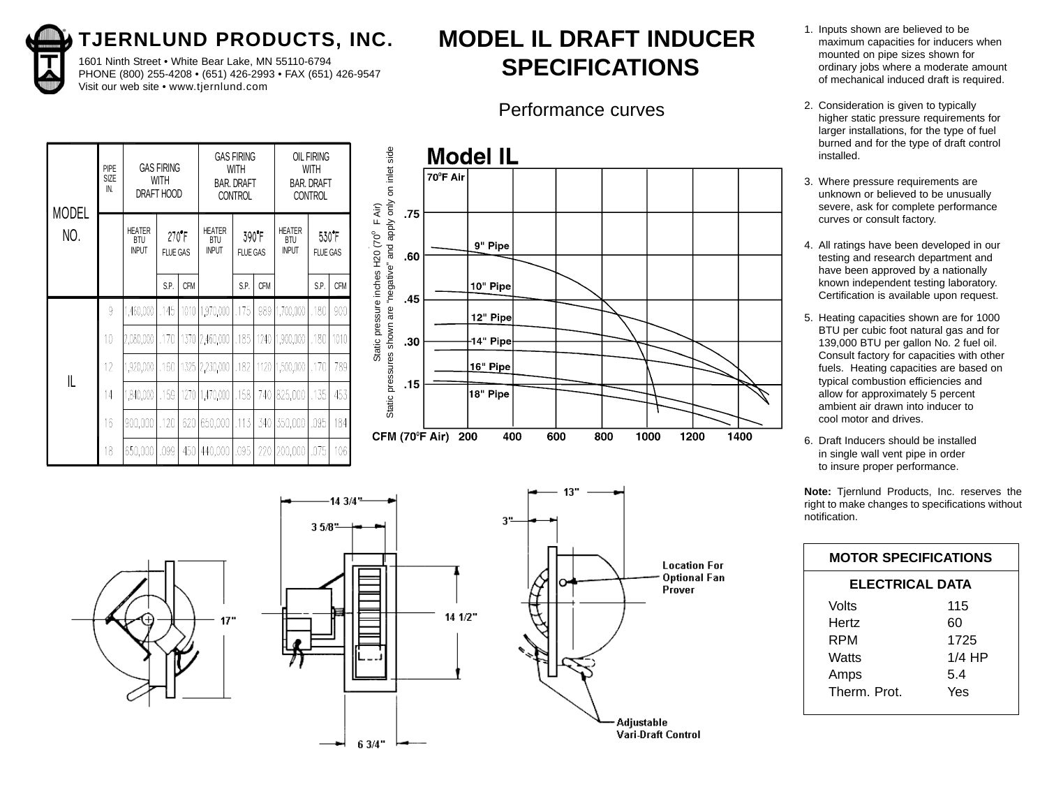# TJERNLUND PRODUCTS, INC.

1601 Ninth Street • White Bear Lake, MN 55110-6794
PHONE (800) 255-4208 • (651) 426-2993 • FAX (651) 426-9547
Visit our web site • www.tjernlund.com

# MODEL IL DRAFT INDUCER SPECIFICATIONS

## Performance curves

| MODEL NO. | PIPE SIZE IN. | GAS FIRING WITH DRAFT HOOD | | | GAS FIRING WITH BAR. DRAFT CONTROL | | | OIL FIRING WITH BAR. DRAFT CONTROL | | |
|---|---|---|---|---|---|---|---|---|---|---|
| | | HEATER BTU INPUT | 270°F FLUE GAS | | HEATER BTU INPUT | 390°F FLUE GAS | | HEATER BTU INPUT | 530°F FLUE GAS | |
| | | | S.P. | CFM | | S.P. | CFM | | S.P. | CFM |
| IL | 9 | 1,460,000 | .145 | 1010 | 1,970,000 | .175 | 989 | 1,700,000 | .180 | 900 |
| | 10 | 2,080,000 | .170 | 1370 | 2,460,000 | .185 | 1240 | 1,900,000 | .180 | 1010 |
| | 12 | 1,920,000 | .160 | 1325 | 2,230,000 | .182 | 1120 | 1,500,000 | .170 | 789 |
| | 14 | 1,840,000 | .159 | 1270 | 1,470,000 | .158 | 740 | 825,000 | .135 | 453 |
| | 16 | 900,000 | .120 | 620 | 650,000 | .113 | 340 | 350,000 | .095 | 184 |
| | 18 | 650,000 | .099 | 450 | 440,000 | .095 | 220 | 200,000 | .075 | 106 |

**Model IL**

70°F Air

Static pressure inches H20 (70° F Air)
Static pressures shown are "negative" and apply only on inlet side

Curves: 9" Pipe, 10" Pipe, 12" Pipe, 14" Pipe, 16" Pipe, 18" Pipe

Y-axis: .15, .30, .45, .60, .75

CFM (70°F Air): 200, 400, 600, 800, 1000, 1200, 1400

1. Inputs shown are believed to be maximum capacities for inducers when mounted on pipe sizes shown for ordinary jobs where a moderate amount of mechanical induced draft is required.
2. Consideration is given to typically higher static pressure requirements for larger installations, for the type of fuel burned and for the type of draft control installed.
3. Where pressure requirements are unknown or believed to be unusually severe, ask for complete performance curves or consult factory.
4. All ratings have been developed in our testing and research department and have been approved by a nationally known independent testing laboratory. Certification is available upon request.
5. Heating capacities shown are for 1000 BTU per cubic foot natural gas and for 139,000 BTU per gallon No. 2 fuel oil. Consult factory for capacities with other fuels. Heating capacities are based on typical combustion efficiencies and allow for approximately 5 percent ambient air drawn into inducer to cool motor and drives.
6. Draft Inducers should be installed in single wall vent pipe in order to insure proper performance.

**Note:** Tjernlund Products, Inc. reserves the right to make changes to specifications without notification.

14 3/4"
3 5/8"
17"
14 1/2"
6 3/4"
13"
3"
Location For Optional Fan Prover
Adjustable Vari-Draft Control

| MOTOR SPECIFICATIONS | |
|---|---|
| **ELECTRICAL DATA** | |
| Volts | 115 |
| Hertz | 60 |
| RPM | 1725 |
| Watts | 1/4 HP |
| Amps | 5.4 |
| Therm. Prot. | Yes |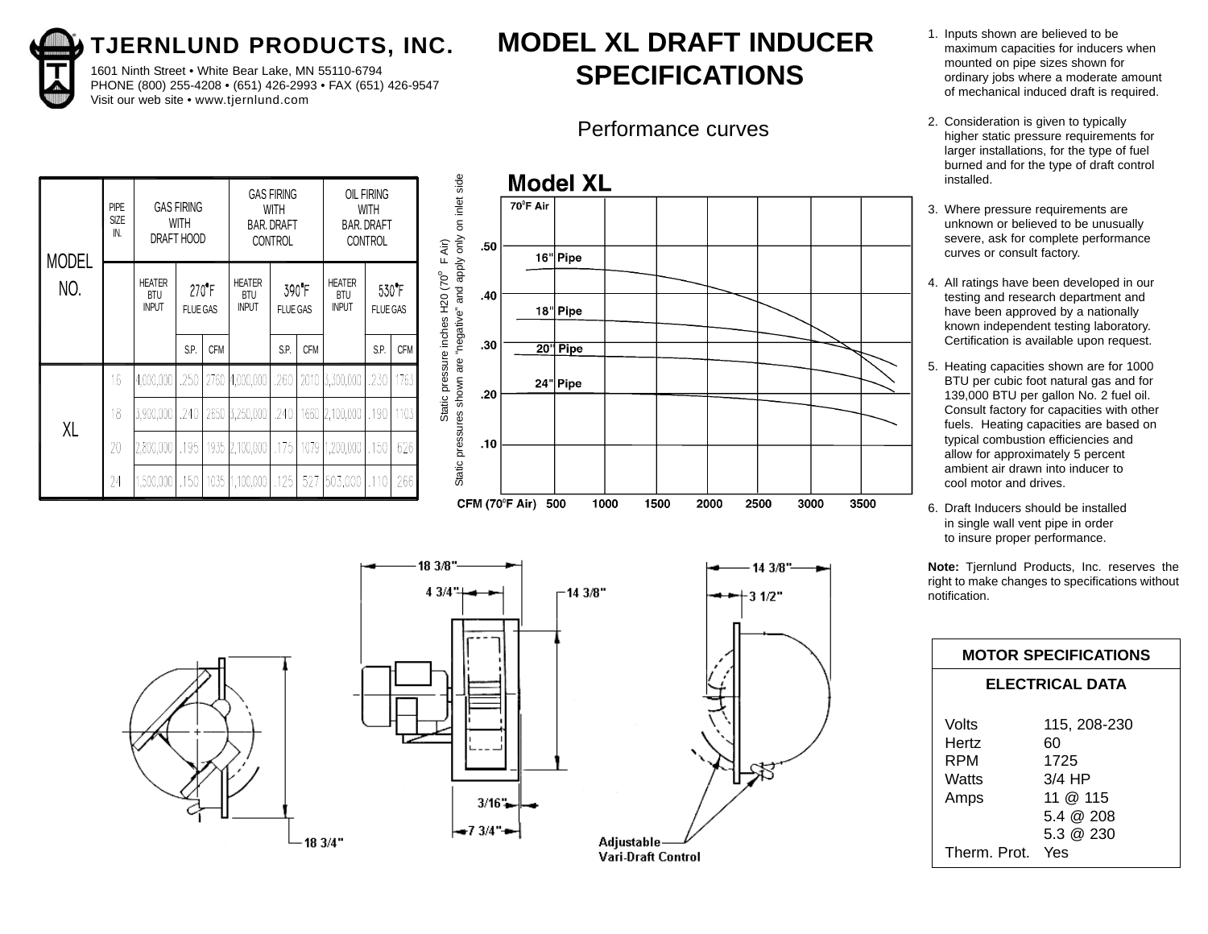# TJERNLUND PRODUCTS, INC.

1601 Ninth Street • White Bear Lake, MN 55110-6794
PHONE (800) 255-4208 • (651) 426-2993 • FAX (651) 426-9547
Visit our web site • www.tjernlund.com

# MODEL XL DRAFT INDUCER SPECIFICATIONS

| MODEL NO. | PIPE SIZE IN. | GAS FIRING WITH DRAFT HOOD | | | GAS FIRING WITH BAR. DRAFT CONTROL | | | OIL FIRING WITH BAR. DRAFT CONTROL | | |
|---|---|---|---|---|---|---|---|---|---|---|
| | | HEATER BTU INPUT | 270°F FLUE GAS | | HEATER BTU INPUT | 390°F FLUE GAS | | HEATER BTU INPUT | 530°F FLUE GAS | |
| | | | S.P. | CFM | | S.P. | CFM | | S.P. | CFM |
| XL | 16 | 4,000,000 | .250 | 2760 | 4,000,000 | .260 | 2010 | 3,300,000 | .230 | 1763 |
| | 18 | 3,900,000 | .240 | 2650 | 3,250,000 | .240 | 1660 | 2,100,000 | .190 | 1103 |
| | 20 | 2,800,000 | .195 | 1935 | 2,100,000 | .175 | 1079 | 1,200,000 | .150 | 626 |
| | 24 | 1,500,000 | .150 | 1035 | 1,100,000 | .125 | 527 | 503,000 | .110 | 266 |

## Performance curves

**Model XL**

70°F Air

Static pressure inches H20 (70° F Air)
Static pressures shown are "negative" and apply only on inlet side

16" Pipe, 18" Pipe, 20" Pipe, 24" Pipe

.50, .40, .30, .20, .10

CFM (70°F Air) 500 1000 1500 2000 2500 3000 3500

18 3/8" · 4 3/4" · 14 3/8" · 14 3/8" · 3 1/2" · 3/16" · 7 3/4" · 18 3/4"

Adjustable Vari-Draft Control

1. Inputs shown are believed to be maximum capacities for inducers when mounted on pipe sizes shown for ordinary jobs where a moderate amount of mechanical induced draft is required.
2. Consideration is given to typically higher static pressure requirements for larger installations, for the type of fuel burned and for the type of draft control installed.
3. Where pressure requirements are unknown or believed to be unusually severe, ask for complete performance curves or consult factory.
4. All ratings have been developed in our testing and research department and have been approved by a nationally known independent testing laboratory. Certification is available upon request.
5. Heating capacities shown are for 1000 BTU per cubic foot natural gas and for 139,000 BTU per gallon No. 2 fuel oil. Consult factory for capacities with other fuels. Heating capacities are based on typical combustion efficiencies and allow for approximately 5 percent ambient air drawn into inducer to cool motor and drives.
6. Draft Inducers should be installed in single wall vent pipe in order to insure proper performance.

**Note:** Tjernlund Products, Inc. reserves the right to make changes to specifications without notification.

| MOTOR SPECIFICATIONS | |
|---|---|
| **ELECTRICAL DATA** | |
| Volts | 115, 208-230 |
| Hertz | 60 |
| RPM | 1725 |
| Watts | 3/4 HP |
| Amps | 11 @ 115 |
| | 5.4 @ 208 |
| | 5.3 @ 230 |
| Therm. Prot. | Yes |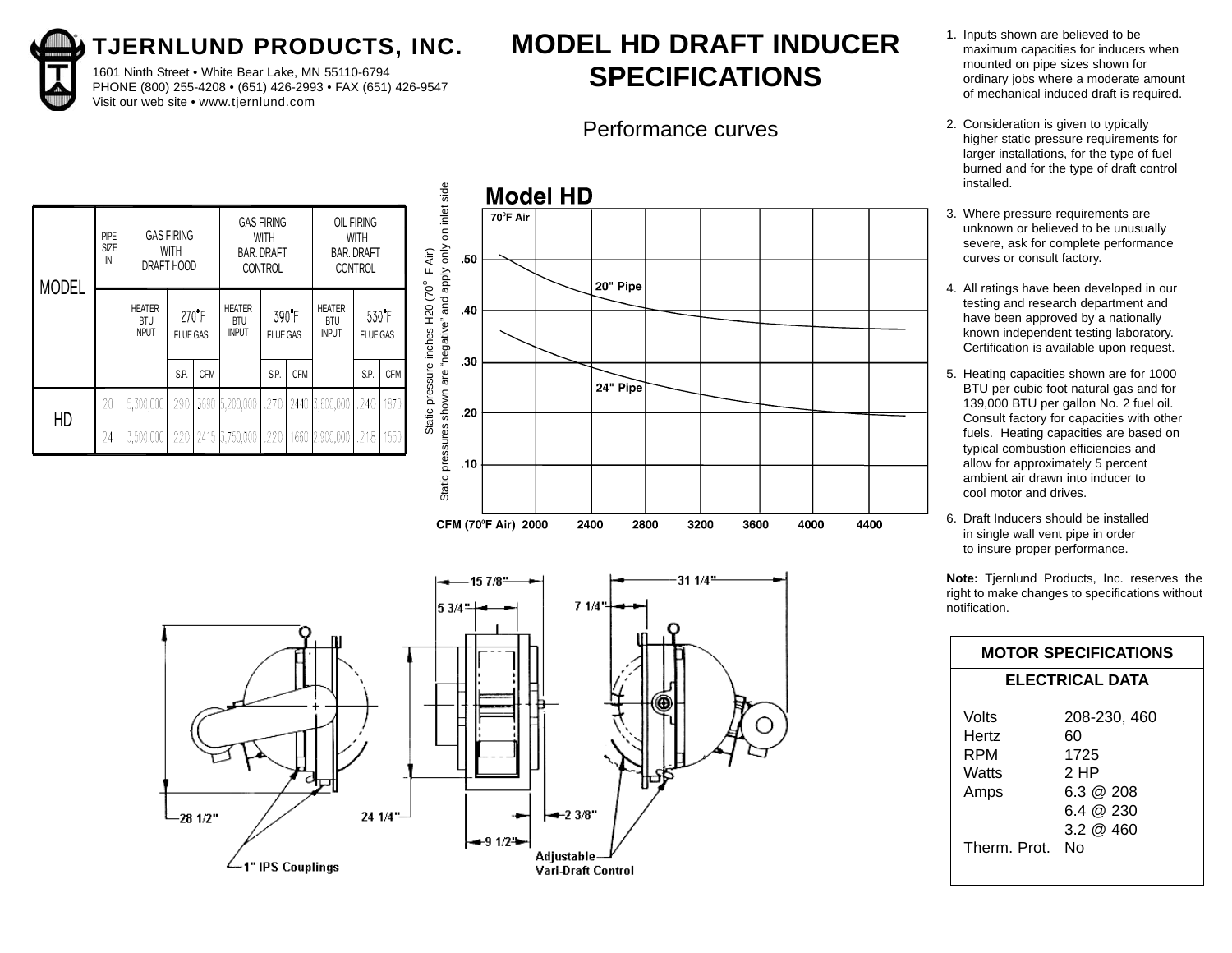# TJERNLUND PRODUCTS, INC.

1601 Ninth Street • White Bear Lake, MN 55110-6794
PHONE (800) 255-4208 • (651) 426-2993 • FAX (651) 426-9547
Visit our web site • www.tjernlund.com

# MODEL HD DRAFT INDUCER SPECIFICATIONS

| MODEL | PIPE SIZE IN. | GAS FIRING WITH DRAFT HOOD | | | GAS FIRING WITH BAR. DRAFT CONTROL | | | OIL FIRING WITH BAR. DRAFT CONTROL | | |
|---|---|---|---|---|---|---|---|---|---|---|
| | | HEATER BTU INPUT | 270°F FLUE GAS | | HEATER BTU INPUT | 390°F FLUE GAS | | HEATER BTU INPUT | 530°F FLUE GAS | |
| | | | S.P. | CFM | | S.P. | CFM | | S.P. | CFM |
| HD | 20 | 5,300,000 | .290 | 3690 | 5,200,000 | .270 | 2440 | 3,600,000 | .240 | 1870 |
| | 24 | 3,500,000 | .220 | 2415 | 3,750,000 | .220 | 1660 | 2,300,000 | .218 | 1550 |

## Performance curves

Model HD

70°F Air

20" Pipe

24" Pipe

.50
.40
.30
.20
.10

Static pressure inches H20 (70° F Air)
Static pressures shown are "negative" and apply only on inlet side

CFM (70°F Air) 2000 2400 2800 3200 3600 4000 4400

15 7/8"
5 3/4"
31 1/4"
7 1/4"
28 1/2"
24 1/4"
2 3/8"
9 1/2"
1" IPS Couplings
Adjustable Vari-Draft Control

1. Inputs shown are believed to be maximum capacities for inducers when mounted on pipe sizes shown for ordinary jobs where a moderate amount of mechanical induced draft is required.
2. Consideration is given to typically higher static pressure requirements for larger installations, for the type of fuel burned and for the type of draft control installed.
3. Where pressure requirements are unknown or believed to be unusually severe, ask for complete performance curves or consult factory.
4. All ratings have been developed in our testing and research department and have been approved by a nationally known independent testing laboratory. Certification is available upon request.
5. Heating capacities shown are for 1000 BTU per cubic foot natural gas and for 139,000 BTU per gallon No. 2 fuel oil. Consult factory for capacities with other fuels. Heating capacities are based on typical combustion efficiencies and allow for approximately 5 percent ambient air drawn into inducer to cool motor and drives.
6. Draft Inducers should be installed in single wall vent pipe in order to insure proper performance.

**Note:** Tjernlund Products, Inc. reserves the right to make changes to specifications without notification.

| MOTOR SPECIFICATIONS | |
|---|---|
| **ELECTRICAL DATA** | |
| Volts | 208-230, 460 |
| Hertz | 60 |
| RPM | 1725 |
| Watts | 2 HP |
| Amps | 6.3 @ 208 |
| | 6.4 @ 230 |
| | 3.2 @ 460 |
| Therm. Prot. | No |